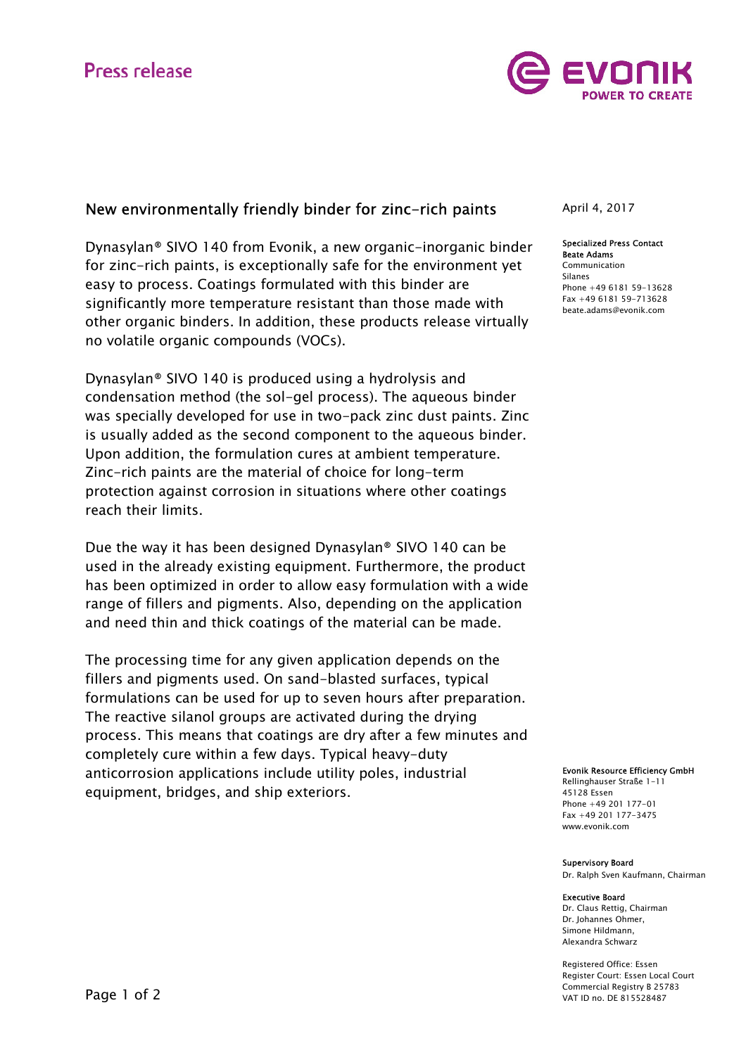# Press release

## New environmentally friendly binder for zinc-rich paints

April 4, 2017

**Specialized Press Contact**
**Beate Adams**
Communication
Silanes
Phone +49 6181 59-13628
Fax +49 6181 59-713628
beate.adams@evonik.com

Dynasylan® SIVO 140 from Evonik, a new organic-inorganic binder for zinc-rich paints, is exceptionally safe for the environment yet easy to process. Coatings formulated with this binder are significantly more temperature resistant than those made with other organic binders. In addition, these products release virtually no volatile organic compounds (VOCs).

Dynasylan® SIVO 140 is produced using a hydrolysis and condensation method (the sol-gel process). The aqueous binder was specially developed for use in two-pack zinc dust paints. Zinc is usually added as the second component to the aqueous binder. Upon addition, the formulation cures at ambient temperature. Zinc-rich paints are the material of choice for long-term protection against corrosion in situations where other coatings reach their limits.

Due the way it has been designed Dynasylan® SIVO 140 can be used in the already existing equipment. Furthermore, the product has been optimized in order to allow easy formulation with a wide range of fillers and pigments. Also, depending on the application and need thin and thick coatings of the material can be made.

The processing time for any given application depends on the fillers and pigments used. On sand-blasted surfaces, typical formulations can be used for up to seven hours after preparation. The reactive silanol groups are activated during the drying process. This means that coatings are dry after a few minutes and completely cure within a few days. Typical heavy-duty anticorrosion applications include utility poles, industrial equipment, bridges, and ship exteriors.

**Evonik Resource Efficiency GmbH**
Rellinghauser Straße 1-11
45128 Essen
Phone +49 201 177-01
Fax +49 201 177-3475
www.evonik.com

**Supervisory Board**
Dr. Ralph Sven Kaufmann, Chairman

**Executive Board**
Dr. Claus Rettig, Chairman
Dr. Johannes Ohmer,
Simone Hildmann,
Alexandra Schwarz

Registered Office: Essen
Register Court: Essen Local Court
Commercial Registry B 25783
VAT ID no. DE 815528487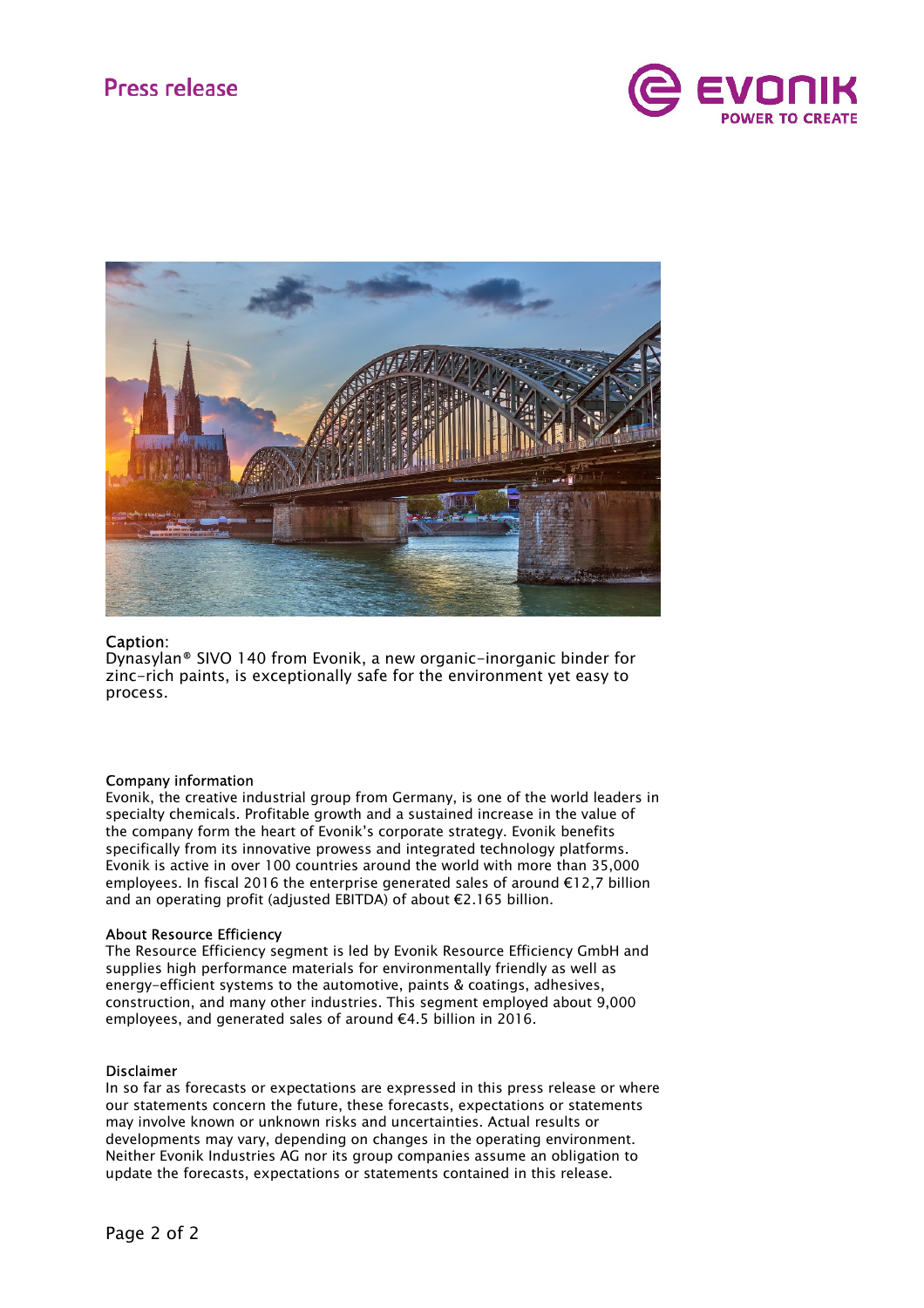Caption:
Dynasylan® SIVO 140 from Evonik, a new organic-inorganic binder for zinc-rich paints, is exceptionally safe for the environment yet easy to process.

## Company information

Evonik, the creative industrial group from Germany, is one of the world leaders in specialty chemicals. Profitable growth and a sustained increase in the value of the company form the heart of Evonik's corporate strategy. Evonik benefits specifically from its innovative prowess and integrated technology platforms. Evonik is active in over 100 countries around the world with more than 35,000 employees. In fiscal 2016 the enterprise generated sales of around €12,7 billion and an operating profit (adjusted EBITDA) of about €2.165 billion.

## About Resource Efficiency

The Resource Efficiency segment is led by Evonik Resource Efficiency GmbH and supplies high performance materials for environmentally friendly as well as energy-efficient systems to the automotive, paints & coatings, adhesives, construction, and many other industries. This segment employed about 9,000 employees, and generated sales of around €4.5 billion in 2016.

## Disclaimer

In so far as forecasts or expectations are expressed in this press release or where our statements concern the future, these forecasts, expectations or statements may involve known or unknown risks and uncertainties. Actual results or developments may vary, depending on changes in the operating environment. Neither Evonik Industries AG nor its group companies assume an obligation to update the forecasts, expectations or statements contained in this release.